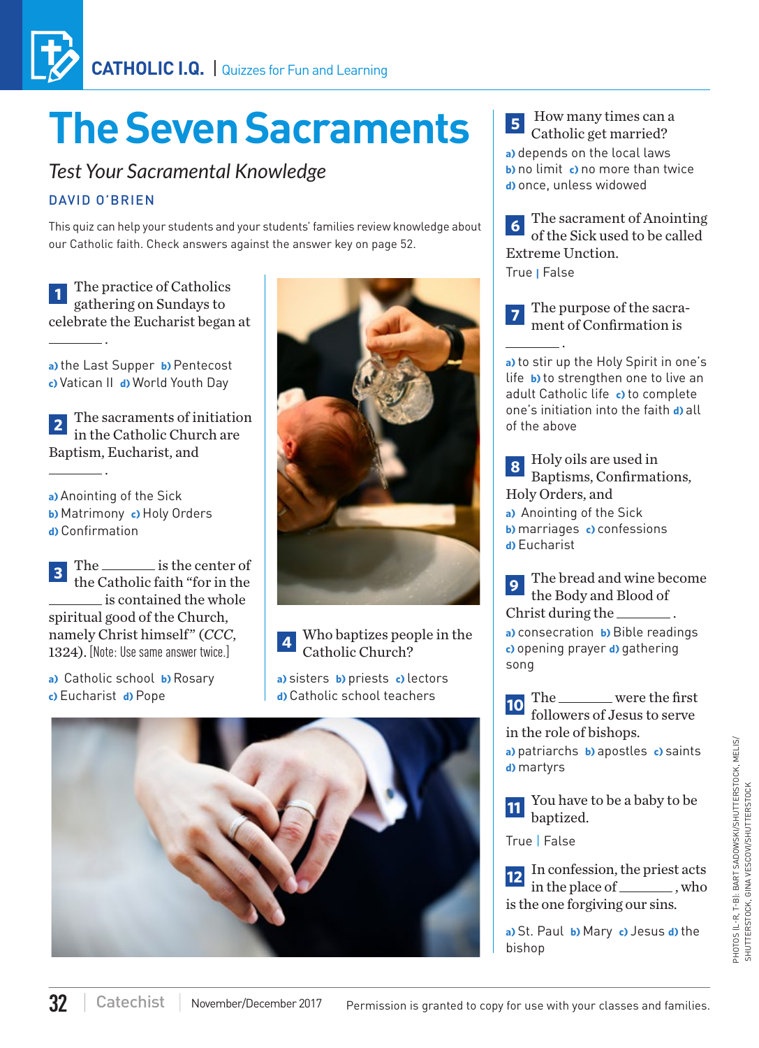# The Seven Sacraments

## *Test Your Sacramental Knowledge*

DAVID O'BRIEN

This quiz can help your students and your students' families review knowledge about our Catholic faith. Check answers against the answer key on page 52.

**1** The practice of Catholics gathering on Sundays to celebrate the Eucharist began at ________.

**a)** the Last Supper **b)** Pentecost **c)** Vatican II **d)** World Youth Day

**2** The sacraments of initiation in the Catholic Church are Baptism, Eucharist, and ________.

**a)** Anointing of the Sick
**b)** Matrimony **c)** Holy Orders
**d)** Confirmation

**3** The ________ is the center of the Catholic faith "for in the ________ is contained the whole spiritual good of the Church, namely Christ himself" (*CCC*, 1324). [Note: Use same answer twice.]

**a)** Catholic school **b)** Rosary **c)** Eucharist **d)** Pope

**4** Who baptizes people in the Catholic Church?

**a)** sisters **b)** priests **c)** lectors **d)** Catholic school teachers

**5** How many times can a Catholic get married?

**a)** depends on the local laws
**b)** no limit **c)** no more than twice
**d)** once, unless widowed

**6** The sacrament of Anointing of the Sick used to be called Extreme Unction.

True | False

**7** The purpose of the sacrament of Confirmation is ________.

**a)** to stir up the Holy Spirit in one's life **b)** to strengthen one to live an adult Catholic life **c)** to complete one's initiation into the faith **d)** all of the above

**8** Holy oils are used in Baptisms, Confirmations, Holy Orders, and

**a)** Anointing of the Sick
**b)** marriages **c)** confessions
**d)** Eucharist

**9** The bread and wine become the Body and Blood of Christ during the ________.

**a)** consecration **b)** Bible readings **c)** opening prayer **d)** gathering song

**10** The ________ were the first followers of Jesus to serve in the role of bishops.

**a)** patriarchs **b)** apostles **c)** saints **d)** martyrs

**11** You have to be a baby to be baptized.

True | False

**12** In confession, the priest acts in the place of ________, who is the one forgiving our sins.

**a)** St. Paul **b)** Mary **c)** Jesus **d)** the bishop

Permission is granted to copy for use with your classes and families.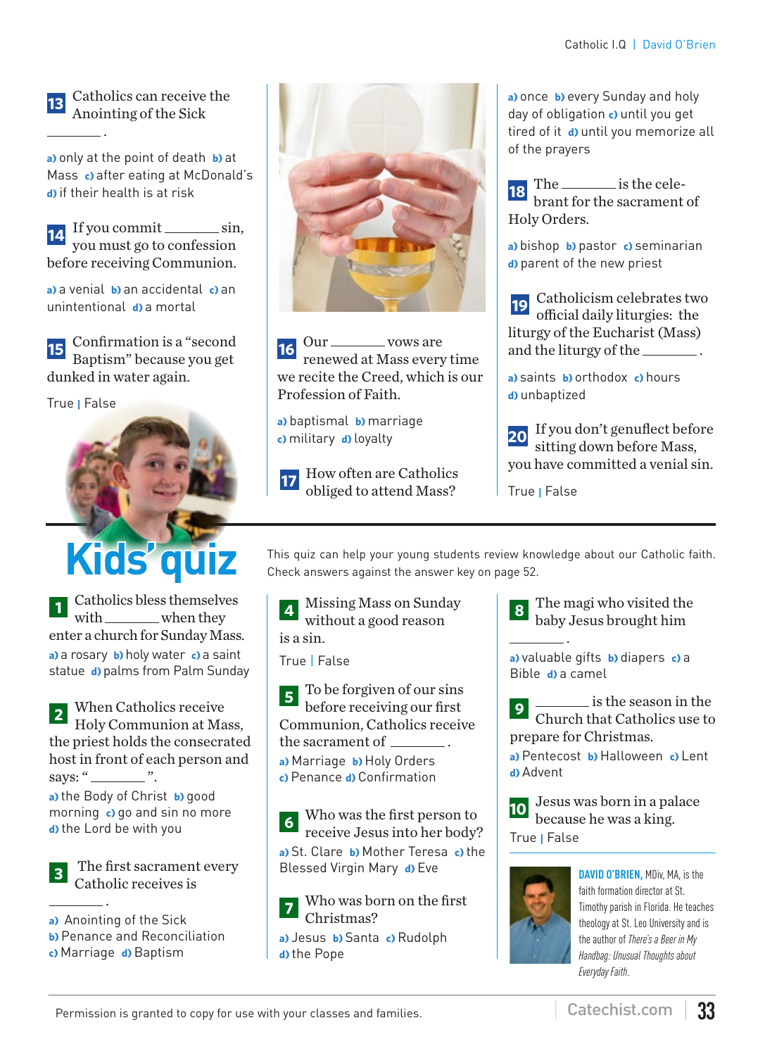13. Catholics can receive the Anointing of the Sick ________.

a) only at the point of death b) at Mass c) after eating at McDonald's d) if their health is at risk

14. If you commit ________ sin, you must go to confession before receiving Communion.

a) a venial b) an accidental c) an unintentional d) a mortal

15. Confirmation is a "second Baptism" because you get dunked in water again.

True | False

16. Our ________ vows are renewed at Mass every time we recite the Creed, which is our Profession of Faith.

a) baptismal b) marriage c) military d) loyalty

17. How often are Catholics obliged to attend Mass?

a) once b) every Sunday and holy day of obligation c) until you get tired of it d) until you memorize all of the prayers

18. The ________ is the celebrant for the sacrament of Holy Orders.

a) bishop b) pastor c) seminarian d) parent of the new priest

19. Catholicism celebrates two official daily liturgies: the liturgy of the Eucharist (Mass) and the liturgy of the ________.

a) saints b) orthodox c) hours d) unbaptized

20. If you don't genuflect before sitting down before Mass, you have committed a venial sin.

True | False

# Kids' quiz

This quiz can help your young students review knowledge about our Catholic faith. Check answers against the answer key on page 52.

1. Catholics bless themselves with ________ when they enter a church for Sunday Mass.

a) a rosary b) holy water c) a saint statue d) palms from Palm Sunday

2. When Catholics receive Holy Communion at Mass, the priest holds the consecrated host in front of each person and says: "________".

a) the Body of Christ b) good morning c) go and sin no more d) the Lord be with you

3. The first sacrament every Catholic receives is ________.

a) Anointing of the Sick b) Penance and Reconciliation c) Marriage d) Baptism

4. Missing Mass on Sunday without a good reason is a sin.

True | False

5. To be forgiven of our sins before receiving our first Communion, Catholics receive the sacrament of ________.

a) Marriage b) Holy Orders c) Penance d) Confirmation

6. Who was the first person to receive Jesus into her body?

a) St. Clare b) Mother Teresa c) the Blessed Virgin Mary d) Eve

7. Who was born on the first Christmas?

a) Jesus b) Santa c) Rudolph d) the Pope

8. The magi who visited the baby Jesus brought him ________.

a) valuable gifts b) diapers c) a Bible d) a camel

9. ________ is the season in the Church that Catholics use to prepare for Christmas.

a) Pentecost b) Halloween c) Lent d) Advent

10. Jesus was born in a palace because he was a king.

True | False

**DAVID O'BRIEN,** MDiv, MA, is the faith formation director at St. Timothy parish in Florida. He teaches theology at St. Leo University and is the author of *There's a Beer in My Handbag: Unusual Thoughts about Everyday Faith.*

Permission is granted to copy for use with your classes and families.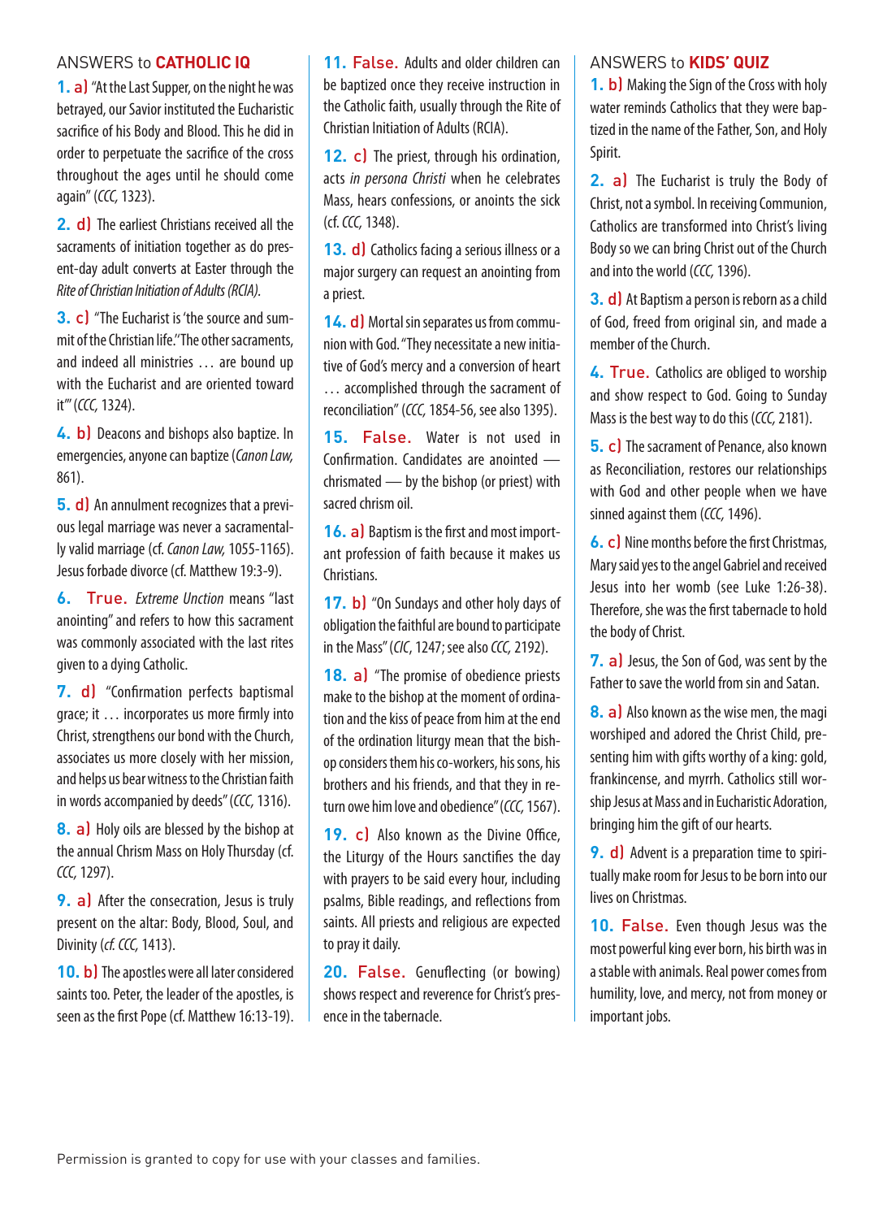## ANSWERS to **CATHOLIC IQ**

**1. a)** "At the Last Supper, on the night he was betrayed, our Savior instituted the Eucharistic sacrifice of his Body and Blood. This he did in order to perpetuate the sacrifice of the cross throughout the ages until he should come again" (*CCC,* 1323).

**2. d)** The earliest Christians received all the sacraments of initiation together as do present-day adult converts at Easter through the *Rite of Christian Initiation of Adults (RCIA).*

**3. c)** "The Eucharist is 'the source and summit of the Christian life.' The other sacraments, and indeed all ministries … are bound up with the Eucharist and are oriented toward it'" (*CCC,* 1324).

**4. b)** Deacons and bishops also baptize. In emergencies, anyone can baptize (*Canon Law,* 861).

**5. d)** An annulment recognizes that a previous legal marriage was never a sacramentally valid marriage (cf. *Canon Law,* 1055-1165). Jesus forbade divorce (cf. Matthew 19:3-9).

**6. True.** *Extreme Unction* means "last anointing" and refers to how this sacrament was commonly associated with the last rites given to a dying Catholic.

**7. d)** "Confirmation perfects baptismal grace; it … incorporates us more firmly into Christ, strengthens our bond with the Church, associates us more closely with her mission, and helps us bear witness to the Christian faith in words accompanied by deeds" (*CCC,* 1316).

**8. a)** Holy oils are blessed by the bishop at the annual Chrism Mass on Holy Thursday (cf. *CCC,* 1297).

**9. a)** After the consecration, Jesus is truly present on the altar: Body, Blood, Soul, and Divinity (*cf. CCC,* 1413).

**10. b)** The apostles were all later considered saints too. Peter, the leader of the apostles, is seen as the first Pope (cf. Matthew 16:13-19).

**11. False.** Adults and older children can be baptized once they receive instruction in the Catholic faith, usually through the Rite of Christian Initiation of Adults (RCIA).

**12. c)** The priest, through his ordination, acts *in persona Christi* when he celebrates Mass, hears confessions, or anoints the sick (cf. *CCC,* 1348).

**13. d)** Catholics facing a serious illness or a major surgery can request an anointing from a priest.

**14. d)** Mortal sin separates us from communion with God. "They necessitate a new initiative of God's mercy and a conversion of heart … accomplished through the sacrament of reconciliation" (*CCC,* 1854-56, see also 1395).

**15. False.** Water is not used in Confirmation. Candidates are anointed — chrismated — by the bishop (or priest) with sacred chrism oil.

**16. a)** Baptism is the first and most important profession of faith because it makes us Christians.

**17. b)** "On Sundays and other holy days of obligation the faithful are bound to participate in the Mass" (*CIC,* 1247; see also *CCC,* 2192).

**18. a)** "The promise of obedience priests make to the bishop at the moment of ordination and the kiss of peace from him at the end of the ordination liturgy mean that the bishop considers them his co-workers, his sons, his brothers and his friends, and that they in return owe him love and obedience" (*CCC,* 1567).

**19. c)** Also known as the Divine Office, the Liturgy of the Hours sanctifies the day with prayers to be said every hour, including psalms, Bible readings, and reflections from saints. All priests and religious are expected to pray it daily.

**20. False.** Genuflecting (or bowing) shows respect and reverence for Christ's presence in the tabernacle.

## ANSWERS to **KIDS' QUIZ**

**1. b)** Making the Sign of the Cross with holy water reminds Catholics that they were baptized in the name of the Father, Son, and Holy Spirit.

**2. a)** The Eucharist is truly the Body of Christ, not a symbol. In receiving Communion, Catholics are transformed into Christ's living Body so we can bring Christ out of the Church and into the world (*CCC,* 1396).

**3. d)** At Baptism a person is reborn as a child of God, freed from original sin, and made a member of the Church.

**4. True.** Catholics are obliged to worship and show respect to God. Going to Sunday Mass is the best way to do this (*CCC,* 2181).

**5. c)** The sacrament of Penance, also known as Reconciliation, restores our relationships with God and other people when we have sinned against them (*CCC,* 1496).

**6. c)** Nine months before the first Christmas, Mary said yes to the angel Gabriel and received Jesus into her womb (see Luke 1:26-38). Therefore, she was the first tabernacle to hold the body of Christ.

**7. a)** Jesus, the Son of God, was sent by the Father to save the world from sin and Satan.

**8. a)** Also known as the wise men, the magi worshiped and adored the Christ Child, presenting him with gifts worthy of a king: gold, frankincense, and myrrh. Catholics still worship Jesus at Mass and in Eucharistic Adoration, bringing him the gift of our hearts.

**9. d)** Advent is a preparation time to spiritually make room for Jesus to be born into our lives on Christmas.

**10. False.** Even though Jesus was the most powerful king ever born, his birth was in a stable with animals. Real power comes from humility, love, and mercy, not from money or important jobs.

Permission is granted to copy for use with your classes and families.